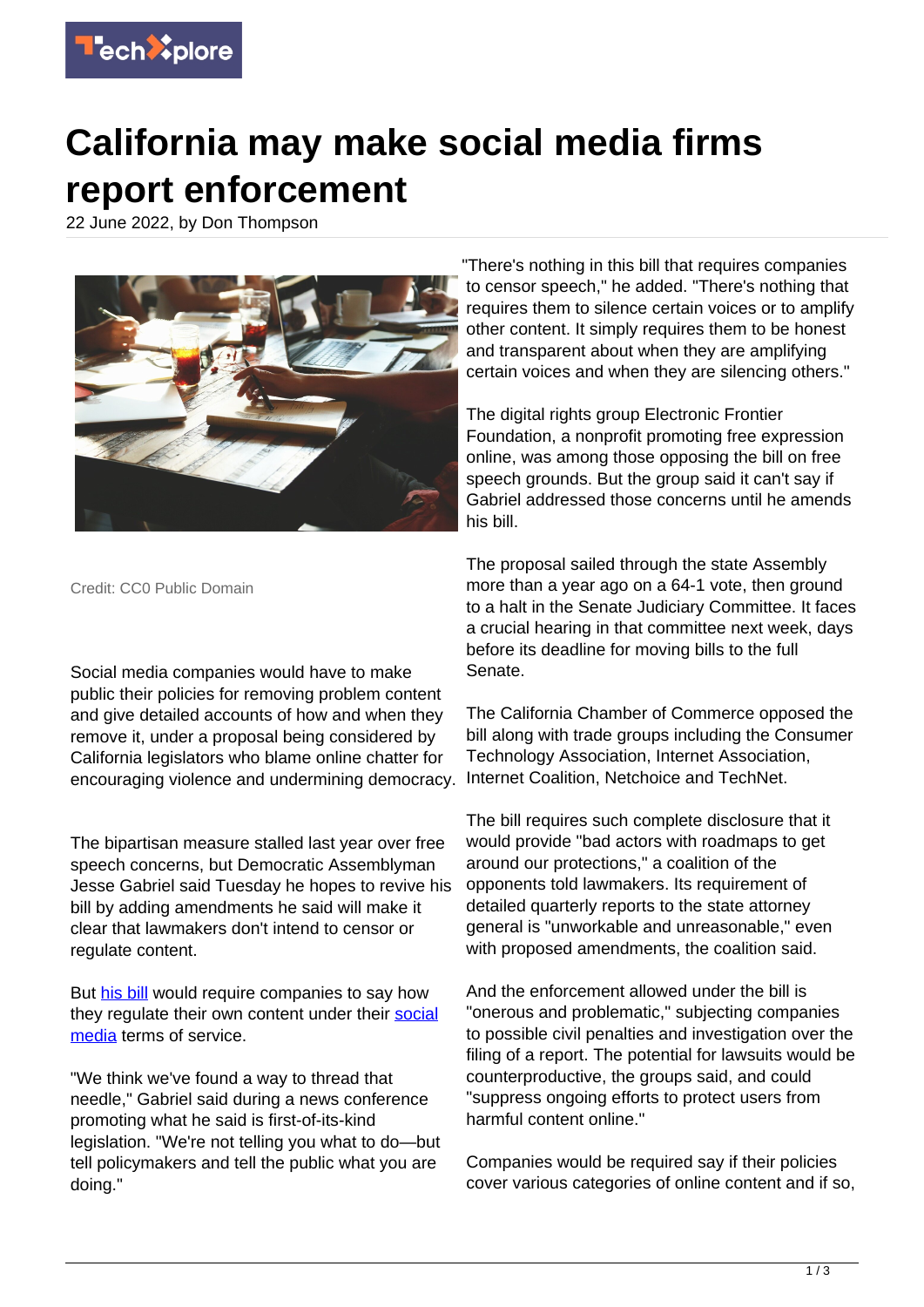# California may make social media firms report enforcement

22 June 2022, by Don Thompson

Credit: CC0 Public Domain

Social media companies would have to make public their policies for removing problem content and give detailed accounts of how and when they remove it, under a proposal being considered by California legislators who blame online chatter for encouraging violence and undermining democracy.

The bipartisan measure stalled last year over free speech concerns, but Democratic Assemblyman Jesse Gabriel said Tuesday he hopes to revive his bill by adding amendments he said will make it clear that lawmakers don't intend to censor or regulate content.

But his bill would require companies to say how they regulate their own content under their social media terms of service.

"We think we've found a way to thread that needle," Gabriel said during a news conference promoting what he said is first-of-its-kind legislation. "We're not telling you what to do—but tell policymakers and tell the public what you are doing."

"There's nothing in this bill that requires companies to censor speech," he added. "There's nothing that requires them to silence certain voices or to amplify other content. It simply requires them to be honest and transparent about when they are amplifying certain voices and when they are silencing others."

The digital rights group Electronic Frontier Foundation, a nonprofit promoting free expression online, was among those opposing the bill on free speech grounds. But the group said it can't say if Gabriel addressed those concerns until he amends his bill.

The proposal sailed through the state Assembly more than a year ago on a 64-1 vote, then ground to a halt in the Senate Judiciary Committee. It faces a crucial hearing in that committee next week, days before its deadline for moving bills to the full Senate.

The California Chamber of Commerce opposed the bill along with trade groups including the Consumer Technology Association, Internet Association, Internet Coalition, Netchoice and TechNet.

The bill requires such complete disclosure that it would provide "bad actors with roadmaps to get around our protections," a coalition of the opponents told lawmakers. Its requirement of detailed quarterly reports to the state attorney general is "unworkable and unreasonable," even with proposed amendments, the coalition said.

And the enforcement allowed under the bill is "onerous and problematic," subjecting companies to possible civil penalties and investigation over the filing of a report. The potential for lawsuits would be counterproductive, the groups said, and could "suppress ongoing efforts to protect users from harmful content online."

Companies would be required say if their policies cover various categories of online content and if so,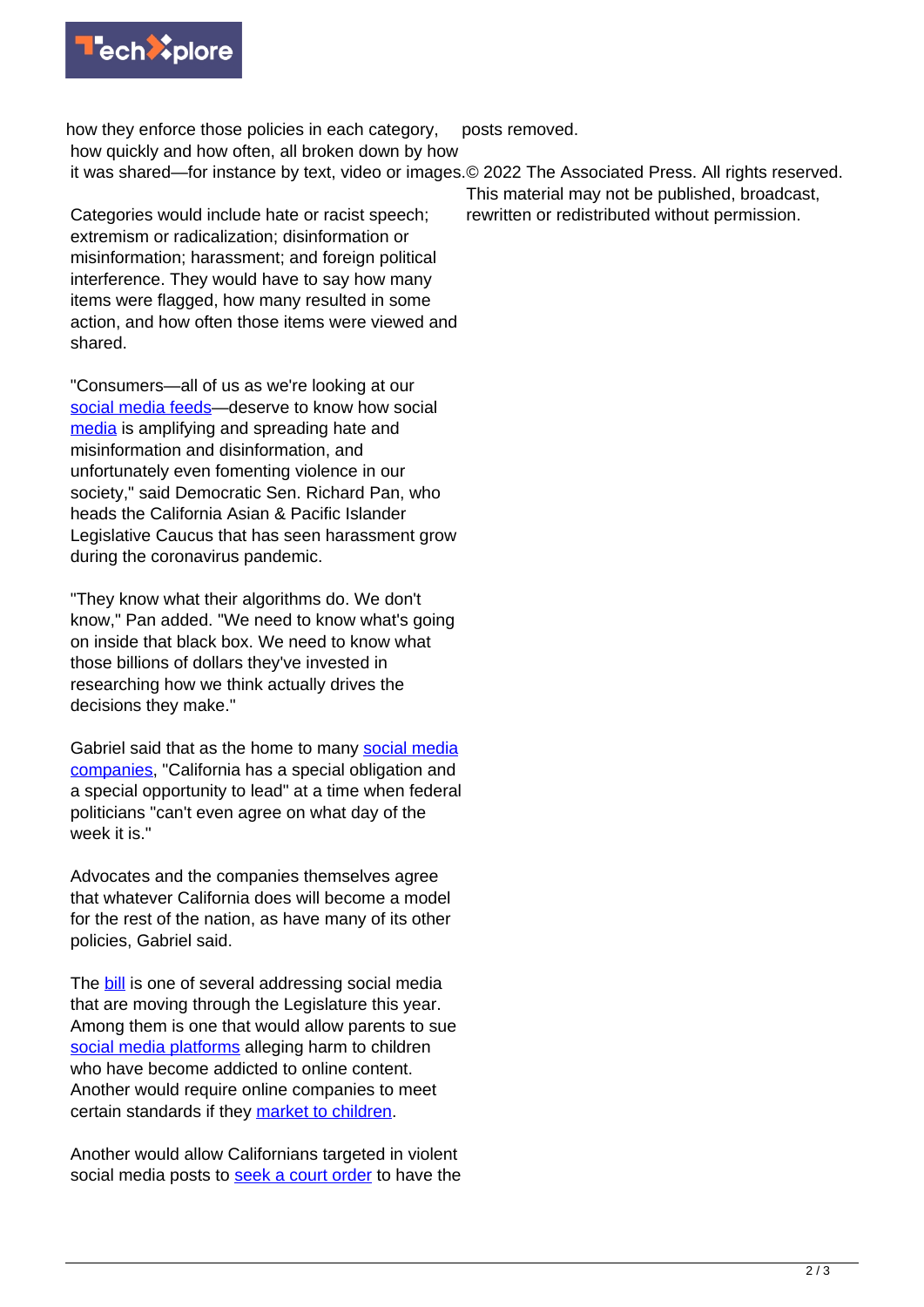how they enforce those policies in each category, how quickly and how often, all broken down by how it was shared—for instance by text, video or images.

Categories would include hate or racist speech; extremism or radicalization; disinformation or misinformation; harassment; and foreign political interference. They would have to say how many items were flagged, how many resulted in some action, and how often those items were viewed and shared.

"Consumers—all of us as we're looking at our social media feeds—deserve to know how social media is amplifying and spreading hate and misinformation and disinformation, and unfortunately even fomenting violence in our society," said Democratic Sen. Richard Pan, who heads the California Asian & Pacific Islander Legislative Caucus that has seen harassment grow during the coronavirus pandemic.

"They know what their algorithms do. We don't know," Pan added. "We need to know what's going on inside that black box. We need to know what those billions of dollars they've invested in researching how we think actually drives the decisions they make."

Gabriel said that as the home to many social media companies, "California has a special obligation and a special opportunity to lead" at a time when federal politicians "can't even agree on what day of the week it is."

Advocates and the companies themselves agree that whatever California does will become a model for the rest of the nation, as have many of its other policies, Gabriel said.

The bill is one of several addressing social media that are moving through the Legislature this year. Among them is one that would allow parents to sue social media platforms alleging harm to children who have become addicted to online content. Another would require online companies to meet certain standards if they market to children.

Another would allow Californians targeted in violent social media posts to seek a court order to have the posts removed.

© 2022 The Associated Press. All rights reserved. This material may not be published, broadcast, rewritten or redistributed without permission.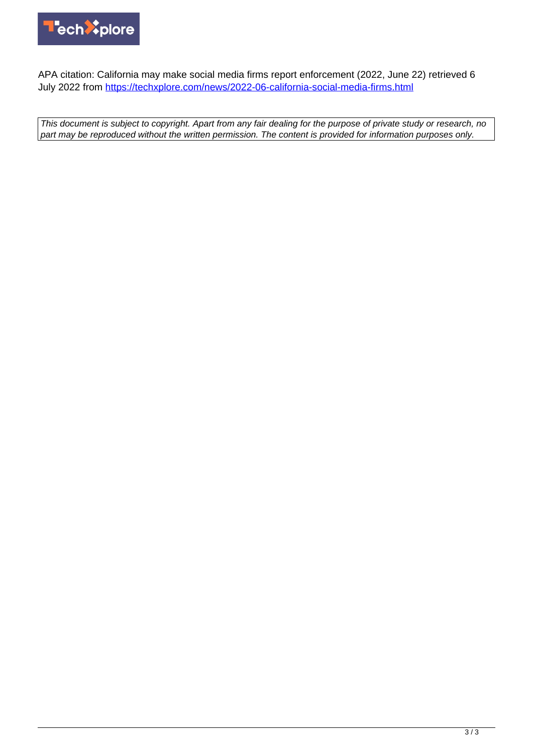APA citation: California may make social media firms report enforcement (2022, June 22) retrieved 6 July 2022 from https://techxplore.com/news/2022-06-california-social-media-firms.html

*This document is subject to copyright. Apart from any fair dealing for the purpose of private study or research, no part may be reproduced without the written permission. The content is provided for information purposes only.*